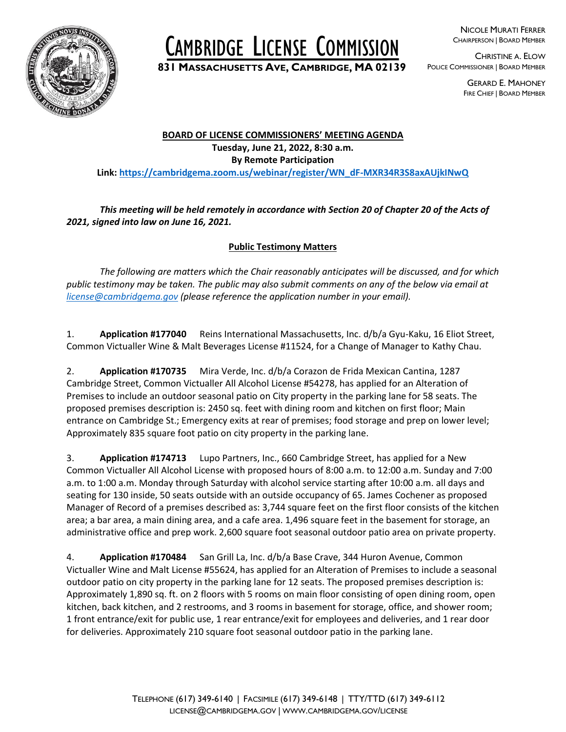# CAMBRIDGE LICENSE COMMISSION

**831 MASSACHUSETTS AVE, CAMBRIDGE, MA 02139**

NICOLE MURATI FERRER
CHAIRPERSON | BOARD MEMBER

CHRISTINE A. ELOW
POLICE COMMISSIONER | BOARD MEMBER

GERARD E. MAHONEY
FIRE CHIEF | BOARD MEMBER

**BOARD OF LICENSE COMMISSIONERS' MEETING AGENDA**
**Tuesday, June 21, 2022, 8:30 a.m.**
**By Remote Participation**
**Link: https://cambridgema.zoom.us/webinar/register/WN_dF-MXR34R3S8axAUjkINwQ**

***This meeting will be held remotely in accordance with Section 20 of Chapter 20 of the Acts of 2021, signed into law on June 16, 2021.***

## Public Testimony Matters

*The following are matters which the Chair reasonably anticipates will be discussed, and for which public testimony may be taken. The public may also submit comments on any of the below via email at license@cambridgema.gov (please reference the application number in your email).*

1. **Application #177040** Reins International Massachusetts, Inc. d/b/a Gyu-Kaku, 16 Eliot Street, Common Victualler Wine & Malt Beverages License #11524, for a Change of Manager to Kathy Chau.

2. **Application #170735** Mira Verde, Inc. d/b/a Corazon de Frida Mexican Cantina, 1287 Cambridge Street, Common Victualler All Alcohol License #54278, has applied for an Alteration of Premises to include an outdoor seasonal patio on City property in the parking lane for 58 seats. The proposed premises description is: 2450 sq. feet with dining room and kitchen on first floor; Main entrance on Cambridge St.; Emergency exits at rear of premises; food storage and prep on lower level; Approximately 835 square foot patio on city property in the parking lane.

3. **Application #174713** Lupo Partners, Inc., 660 Cambridge Street, has applied for a New Common Victualler All Alcohol License with proposed hours of 8:00 a.m. to 12:00 a.m. Sunday and 7:00 a.m. to 1:00 a.m. Monday through Saturday with alcohol service starting after 10:00 a.m. all days and seating for 130 inside, 50 seats outside with an outside occupancy of 65. James Cochener as proposed Manager of Record of a premises described as: 3,744 square feet on the first floor consists of the kitchen area; a bar area, a main dining area, and a cafe area. 1,496 square feet in the basement for storage, an administrative office and prep work. 2,600 square foot seasonal outdoor patio area on private property.

4. **Application #170484** San Grill La, Inc. d/b/a Base Crave, 344 Huron Avenue, Common Victualler Wine and Malt License #55624, has applied for an Alteration of Premises to include a seasonal outdoor patio on city property in the parking lane for 12 seats. The proposed premises description is: Approximately 1,890 sq. ft. on 2 floors with 5 rooms on main floor consisting of open dining room, open kitchen, back kitchen, and 2 restrooms, and 3 rooms in basement for storage, office, and shower room; 1 front entrance/exit for public use, 1 rear entrance/exit for employees and deliveries, and 1 rear door for deliveries. Approximately 210 square foot seasonal outdoor patio in the parking lane.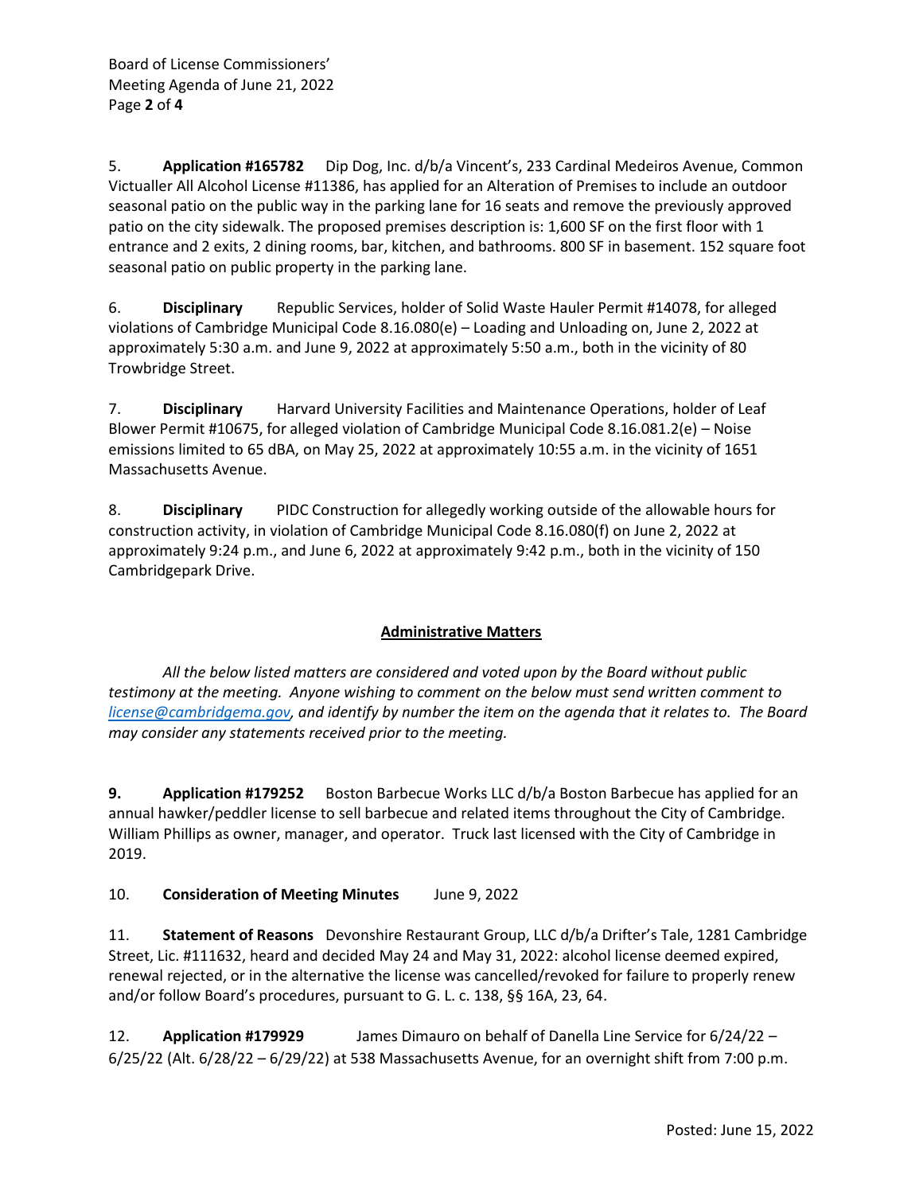5. **Application #165782** Dip Dog, Inc. d/b/a Vincent's, 233 Cardinal Medeiros Avenue, Common Victualler All Alcohol License #11386, has applied for an Alteration of Premises to include an outdoor seasonal patio on the public way in the parking lane for 16 seats and remove the previously approved patio on the city sidewalk. The proposed premises description is: 1,600 SF on the first floor with 1 entrance and 2 exits, 2 dining rooms, bar, kitchen, and bathrooms. 800 SF in basement. 152 square foot seasonal patio on public property in the parking lane.

6. **Disciplinary** Republic Services, holder of Solid Waste Hauler Permit #14078, for alleged violations of Cambridge Municipal Code 8.16.080(e) – Loading and Unloading on, June 2, 2022 at approximately 5:30 a.m. and June 9, 2022 at approximately 5:50 a.m., both in the vicinity of 80 Trowbridge Street.

7. **Disciplinary** Harvard University Facilities and Maintenance Operations, holder of Leaf Blower Permit #10675, for alleged violation of Cambridge Municipal Code 8.16.081.2(e) – Noise emissions limited to 65 dBA, on May 25, 2022 at approximately 10:55 a.m. in the vicinity of 1651 Massachusetts Avenue.

8. **Disciplinary** PIDC Construction for allegedly working outside of the allowable hours for construction activity, in violation of Cambridge Municipal Code 8.16.080(f) on June 2, 2022 at approximately 9:24 p.m., and June 6, 2022 at approximately 9:42 p.m., both in the vicinity of 150 Cambridgepark Drive.

## Administrative Matters

*All the below listed matters are considered and voted upon by the Board without public testimony at the meeting. Anyone wishing to comment on the below must send written comment to license@cambridgema.gov, and identify by number the item on the agenda that it relates to. The Board may consider any statements received prior to the meeting.*

**9. Application #179252** Boston Barbecue Works LLC d/b/a Boston Barbecue has applied for an annual hawker/peddler license to sell barbecue and related items throughout the City of Cambridge. William Phillips as owner, manager, and operator. Truck last licensed with the City of Cambridge in 2019.

10. **Consideration of Meeting Minutes** June 9, 2022

11. **Statement of Reasons** Devonshire Restaurant Group, LLC d/b/a Drifter's Tale, 1281 Cambridge Street, Lic. #111632, heard and decided May 24 and May 31, 2022: alcohol license deemed expired, renewal rejected, or in the alternative the license was cancelled/revoked for failure to properly renew and/or follow Board's procedures, pursuant to G. L. c. 138, §§ 16A, 23, 64.

12. **Application #179929** James Dimauro on behalf of Danella Line Service for 6/24/22 – 6/25/22 (Alt. 6/28/22 – 6/29/22) at 538 Massachusetts Avenue, for an overnight shift from 7:00 p.m.

Posted: June 15, 2022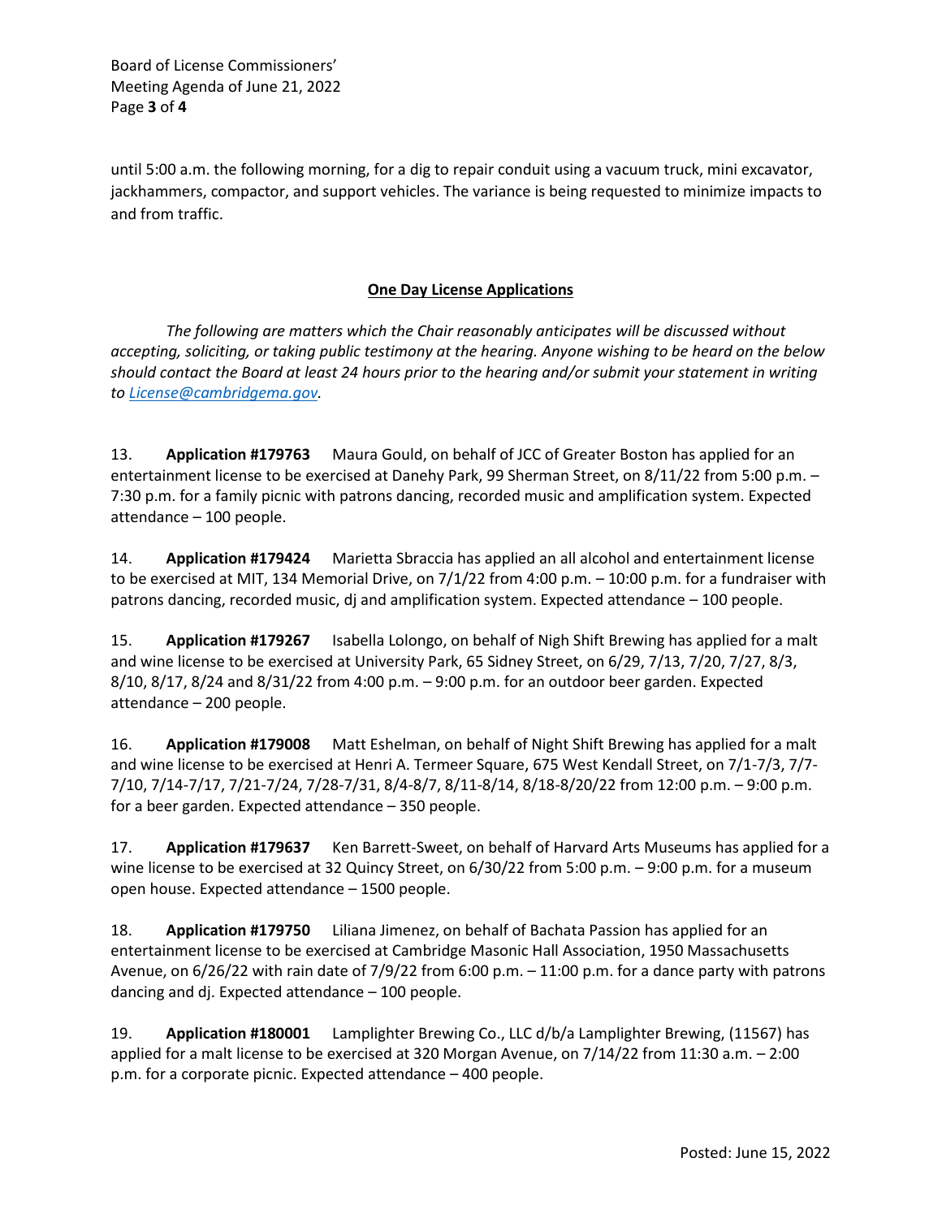until 5:00 a.m. the following morning, for a dig to repair conduit using a vacuum truck, mini excavator, jackhammers, compactor, and support vehicles. The variance is being requested to minimize impacts to and from traffic.

## One Day License Applications

*The following are matters which the Chair reasonably anticipates will be discussed without accepting, soliciting, or taking public testimony at the hearing. Anyone wishing to be heard on the below should contact the Board at least 24 hours prior to the hearing and/or submit your statement in writing to License@cambridgema.gov.*

13. **Application #179763** Maura Gould, on behalf of JCC of Greater Boston has applied for an entertainment license to be exercised at Danehy Park, 99 Sherman Street, on 8/11/22 from 5:00 p.m. – 7:30 p.m. for a family picnic with patrons dancing, recorded music and amplification system. Expected attendance – 100 people.

14. **Application #179424** Marietta Sbraccia has applied an all alcohol and entertainment license to be exercised at MIT, 134 Memorial Drive, on 7/1/22 from 4:00 p.m. – 10:00 p.m. for a fundraiser with patrons dancing, recorded music, dj and amplification system. Expected attendance – 100 people.

15. **Application #179267** Isabella Lolongo, on behalf of Nigh Shift Brewing has applied for a malt and wine license to be exercised at University Park, 65 Sidney Street, on 6/29, 7/13, 7/20, 7/27, 8/3, 8/10, 8/17, 8/24 and 8/31/22 from 4:00 p.m. – 9:00 p.m. for an outdoor beer garden. Expected attendance – 200 people.

16. **Application #179008** Matt Eshelman, on behalf of Night Shift Brewing has applied for a malt and wine license to be exercised at Henri A. Termeer Square, 675 West Kendall Street, on 7/1-7/3, 7/7-7/10, 7/14-7/17, 7/21-7/24, 7/28-7/31, 8/4-8/7, 8/11-8/14, 8/18-8/20/22 from 12:00 p.m. – 9:00 p.m. for a beer garden. Expected attendance – 350 people.

17. **Application #179637** Ken Barrett-Sweet, on behalf of Harvard Arts Museums has applied for a wine license to be exercised at 32 Quincy Street, on 6/30/22 from 5:00 p.m. – 9:00 p.m. for a museum open house. Expected attendance – 1500 people.

18. **Application #179750** Liliana Jimenez, on behalf of Bachata Passion has applied for an entertainment license to be exercised at Cambridge Masonic Hall Association, 1950 Massachusetts Avenue, on 6/26/22 with rain date of 7/9/22 from 6:00 p.m. – 11:00 p.m. for a dance party with patrons dancing and dj. Expected attendance – 100 people.

19. **Application #180001** Lamplighter Brewing Co., LLC d/b/a Lamplighter Brewing, (11567) has applied for a malt license to be exercised at 320 Morgan Avenue, on 7/14/22 from 11:30 a.m. – 2:00 p.m. for a corporate picnic. Expected attendance – 400 people.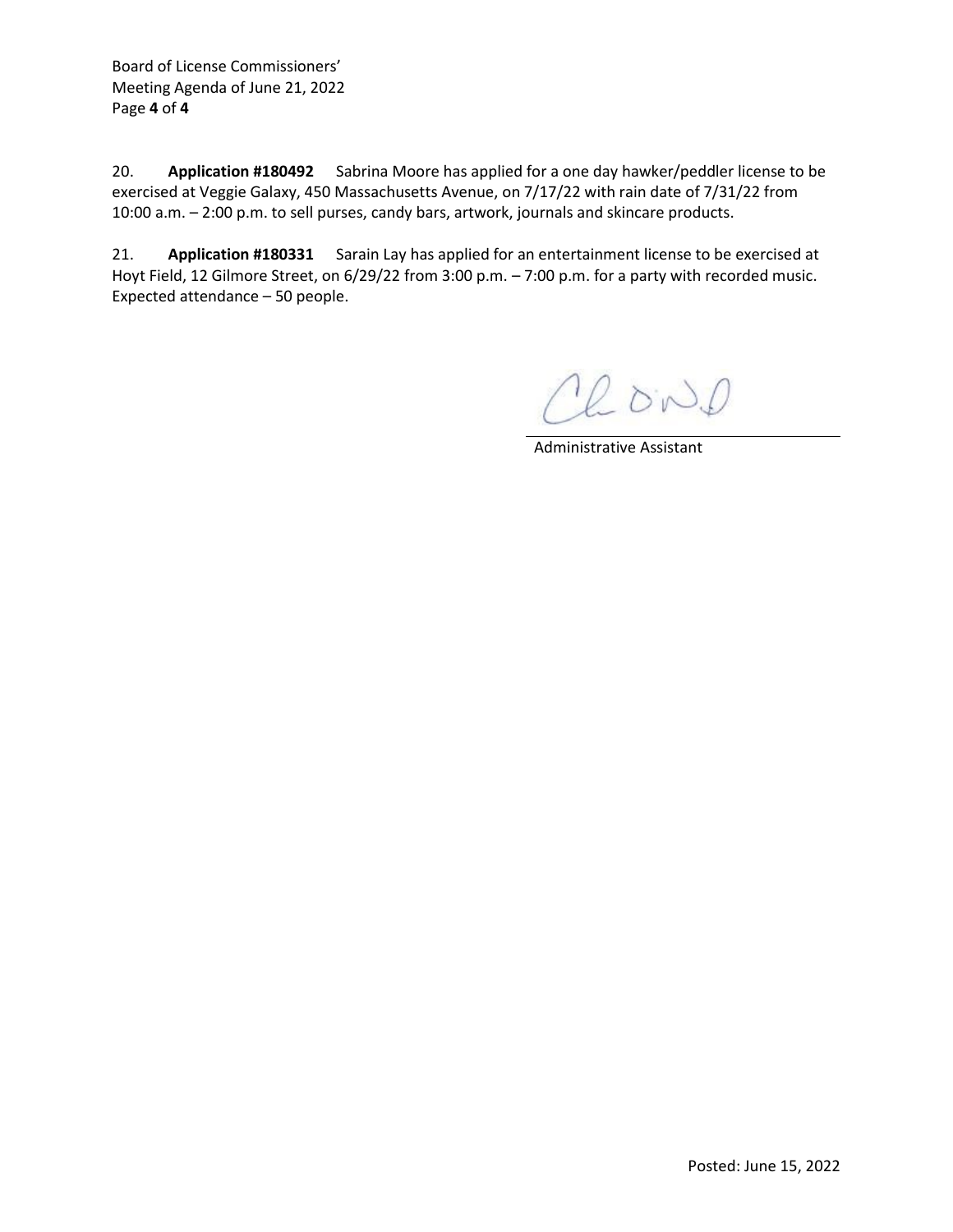20. **Application #180492** Sabrina Moore has applied for a one day hawker/peddler license to be exercised at Veggie Galaxy, 450 Massachusetts Avenue, on 7/17/22 with rain date of 7/31/22 from 10:00 a.m. – 2:00 p.m. to sell purses, candy bars, artwork, journals and skincare products.

21. **Application #180331** Sarain Lay has applied for an entertainment license to be exercised at Hoyt Field, 12 Gilmore Street, on 6/29/22 from 3:00 p.m. – 7:00 p.m. for a party with recorded music. Expected attendance – 50 people.

Administrative Assistant

Posted: June 15, 2022